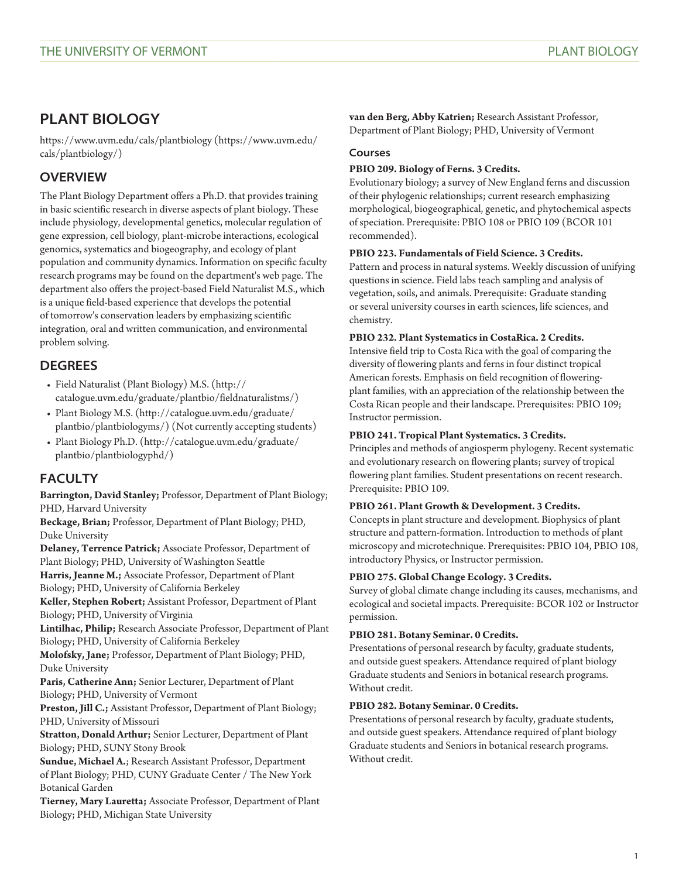# PLANT BIOLOGY

https://www.uvm.edu/cals/plantbiology (https://www.uvm.edu/cals/plantbiology/)

## OVERVIEW

The Plant Biology Department offers a Ph.D. that provides training in basic scientific research in diverse aspects of plant biology. These include physiology, developmental genetics, molecular regulation of gene expression, cell biology, plant-microbe interactions, ecological genomics, systematics and biogeography, and ecology of plant population and community dynamics. Information on specific faculty research programs may be found on the department's web page. The department also offers the project-based Field Naturalist M.S., which is a unique field-based experience that develops the potential of tomorrow's conservation leaders by emphasizing scientific integration, oral and written communication, and environmental problem solving.

## DEGREES

- Field Naturalist (Plant Biology) M.S. (http://catalogue.uvm.edu/graduate/plantbio/fieldnaturalistms/)
- Plant Biology M.S. (http://catalogue.uvm.edu/graduate/plantbio/plantbiologyms/) (Not currently accepting students)
- Plant Biology Ph.D. (http://catalogue.uvm.edu/graduate/plantbio/plantbiologyphd/)

## FACULTY

**Barrington, David Stanley;** Professor, Department of Plant Biology; PHD, Harvard University

**Beckage, Brian;** Professor, Department of Plant Biology; PHD, Duke University

**Delaney, Terrence Patrick;** Associate Professor, Department of Plant Biology; PHD, University of Washington Seattle

**Harris, Jeanne M.;** Associate Professor, Department of Plant Biology; PHD, University of California Berkeley

**Keller, Stephen Robert;** Assistant Professor, Department of Plant Biology; PHD, University of Virginia

**Lintilhac, Philip;** Research Associate Professor, Department of Plant Biology; PHD, University of California Berkeley

**Molofsky, Jane;** Professor, Department of Plant Biology; PHD, Duke University

**Paris, Catherine Ann;** Senior Lecturer, Department of Plant Biology; PHD, University of Vermont

**Preston, Jill C.;** Assistant Professor, Department of Plant Biology; PHD, University of Missouri

**Stratton, Donald Arthur;** Senior Lecturer, Department of Plant Biology; PHD, SUNY Stony Brook

**Sundue, Michael A.**; Research Assistant Professor, Department of Plant Biology; PHD, CUNY Graduate Center / The New York Botanical Garden

**Tierney, Mary Lauretta;** Associate Professor, Department of Plant Biology; PHD, Michigan State University

**van den Berg, Abby Katrien;** Research Assistant Professor, Department of Plant Biology; PHD, University of Vermont

### Courses

**PBIO 209. Biology of Ferns. 3 Credits.**

Evolutionary biology; a survey of New England ferns and discussion of their phylogenic relationships; current research emphasizing morphological, biogeographical, genetic, and phytochemical aspects of speciation. Prerequisite: PBIO 108 or PBIO 109 (BCOR 101 recommended).

**PBIO 223. Fundamentals of Field Science. 3 Credits.**

Pattern and process in natural systems. Weekly discussion of unifying questions in science. Field labs teach sampling and analysis of vegetation, soils, and animals. Prerequisite: Graduate standing or several university courses in earth sciences, life sciences, and chemistry.

**PBIO 232. Plant Systematics in CostaRica. 2 Credits.**

Intensive field trip to Costa Rica with the goal of comparing the diversity of flowering plants and ferns in four distinct tropical American forests. Emphasis on field recognition of flowering-plant families, with an appreciation of the relationship between the Costa Rican people and their landscape. Prerequisites: PBIO 109; Instructor permission.

**PBIO 241. Tropical Plant Systematics. 3 Credits.**

Principles and methods of angiosperm phylogeny. Recent systematic and evolutionary research on flowering plants; survey of tropical flowering plant families. Student presentations on recent research. Prerequisite: PBIO 109.

**PBIO 261. Plant Growth & Development. 3 Credits.**

Concepts in plant structure and development. Biophysics of plant structure and pattern-formation. Introduction to methods of plant microscopy and microtechnique. Prerequisites: PBIO 104, PBIO 108, introductory Physics, or Instructor permission.

**PBIO 275. Global Change Ecology. 3 Credits.**

Survey of global climate change including its causes, mechanisms, and ecological and societal impacts. Prerequisite: BCOR 102 or Instructor permission.

**PBIO 281. Botany Seminar. 0 Credits.**

Presentations of personal research by faculty, graduate students, and outside guest speakers. Attendance required of plant biology Graduate students and Seniors in botanical research programs. Without credit.

**PBIO 282. Botany Seminar. 0 Credits.**

Presentations of personal research by faculty, graduate students, and outside guest speakers. Attendance required of plant biology Graduate students and Seniors in botanical research programs. Without credit.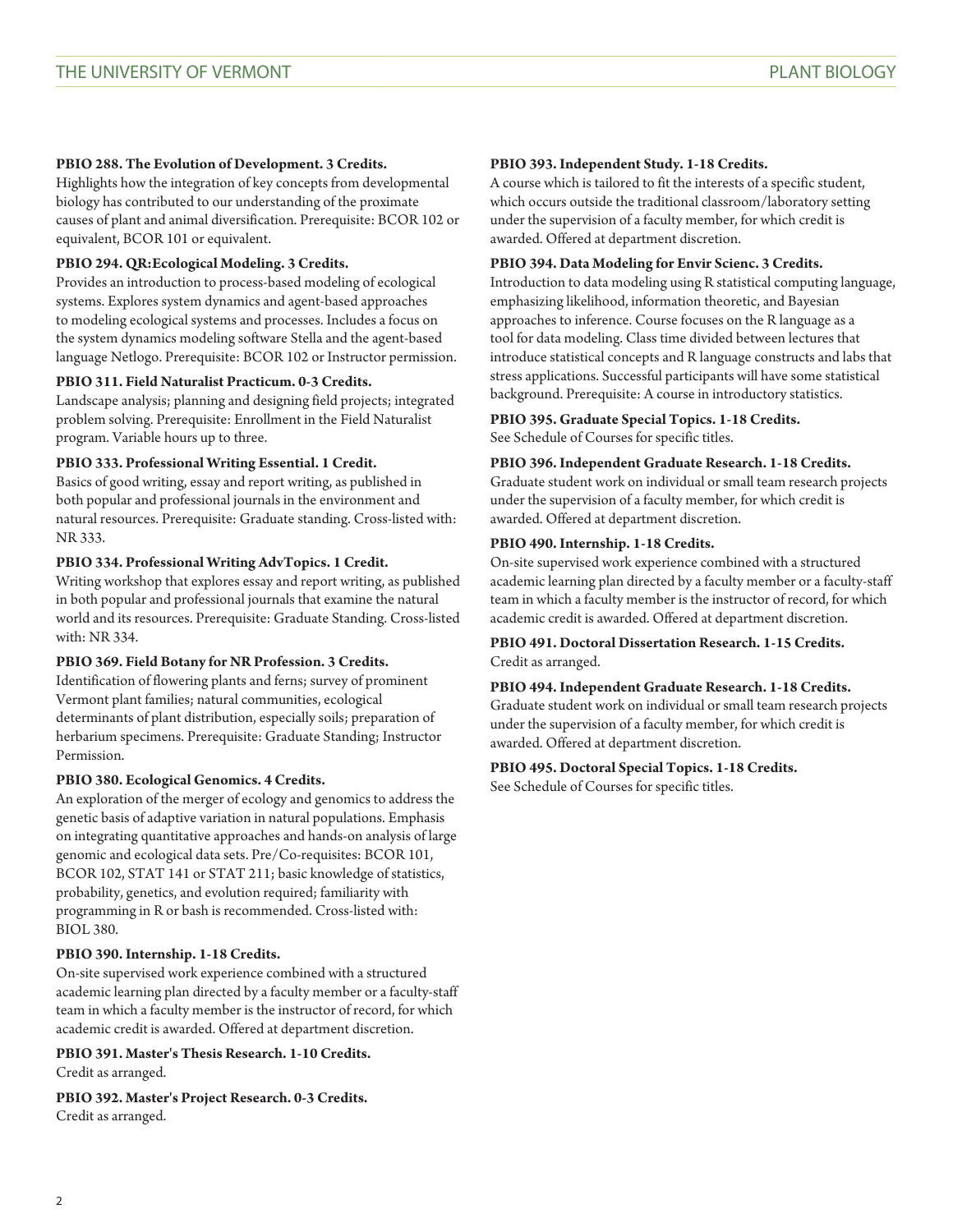**PBIO 288. The Evolution of Development. 3 Credits.**
Highlights how the integration of key concepts from developmental biology has contributed to our understanding of the proximate causes of plant and animal diversification. Prerequisite: BCOR 102 or equivalent, BCOR 101 or equivalent.

**PBIO 294. QR:Ecological Modeling. 3 Credits.**
Provides an introduction to process-based modeling of ecological systems. Explores system dynamics and agent-based approaches to modeling ecological systems and processes. Includes a focus on the system dynamics modeling software Stella and the agent-based language Netlogo. Prerequisite: BCOR 102 or Instructor permission.

**PBIO 311. Field Naturalist Practicum. 0-3 Credits.**
Landscape analysis; planning and designing field projects; integrated problem solving. Prerequisite: Enrollment in the Field Naturalist program. Variable hours up to three.

**PBIO 333. Professional Writing Essential. 1 Credit.**
Basics of good writing, essay and report writing, as published in both popular and professional journals in the environment and natural resources. Prerequisite: Graduate standing. Cross-listed with: NR 333.

**PBIO 334. Professional Writing AdvTopics. 1 Credit.**
Writing workshop that explores essay and report writing, as published in both popular and professional journals that examine the natural world and its resources. Prerequisite: Graduate Standing. Cross-listed with: NR 334.

**PBIO 369. Field Botany for NR Profession. 3 Credits.**
Identification of flowering plants and ferns; survey of prominent Vermont plant families; natural communities, ecological determinants of plant distribution, especially soils; preparation of herbarium specimens. Prerequisite: Graduate Standing; Instructor Permission.

**PBIO 380. Ecological Genomics. 4 Credits.**
An exploration of the merger of ecology and genomics to address the genetic basis of adaptive variation in natural populations. Emphasis on integrating quantitative approaches and hands-on analysis of large genomic and ecological data sets. Pre/Co-requisites: BCOR 101, BCOR 102, STAT 141 or STAT 211; basic knowledge of statistics, probability, genetics, and evolution required; familiarity with programming in R or bash is recommended. Cross-listed with: BIOL 380.

**PBIO 390. Internship. 1-18 Credits.**
On-site supervised work experience combined with a structured academic learning plan directed by a faculty member or a faculty-staff team in which a faculty member is the instructor of record, for which academic credit is awarded. Offered at department discretion.

**PBIO 391. Master's Thesis Research. 1-10 Credits.**
Credit as arranged.

**PBIO 392. Master's Project Research. 0-3 Credits.**
Credit as arranged.

**PBIO 393. Independent Study. 1-18 Credits.**
A course which is tailored to fit the interests of a specific student, which occurs outside the traditional classroom/laboratory setting under the supervision of a faculty member, for which credit is awarded. Offered at department discretion.

**PBIO 394. Data Modeling for Envir Scienc. 3 Credits.**
Introduction to data modeling using R statistical computing language, emphasizing likelihood, information theoretic, and Bayesian approaches to inference. Course focuses on the R language as a tool for data modeling. Class time divided between lectures that introduce statistical concepts and R language constructs and labs that stress applications. Successful participants will have some statistical background. Prerequisite: A course in introductory statistics.

**PBIO 395. Graduate Special Topics. 1-18 Credits.**
See Schedule of Courses for specific titles.

**PBIO 396. Independent Graduate Research. 1-18 Credits.**
Graduate student work on individual or small team research projects under the supervision of a faculty member, for which credit is awarded. Offered at department discretion.

**PBIO 490. Internship. 1-18 Credits.**
On-site supervised work experience combined with a structured academic learning plan directed by a faculty member or a faculty-staff team in which a faculty member is the instructor of record, for which academic credit is awarded. Offered at department discretion.

**PBIO 491. Doctoral Dissertation Research. 1-15 Credits.**
Credit as arranged.

**PBIO 494. Independent Graduate Research. 1-18 Credits.**
Graduate student work on individual or small team research projects under the supervision of a faculty member, for which credit is awarded. Offered at department discretion.

**PBIO 495. Doctoral Special Topics. 1-18 Credits.**
See Schedule of Courses for specific titles.